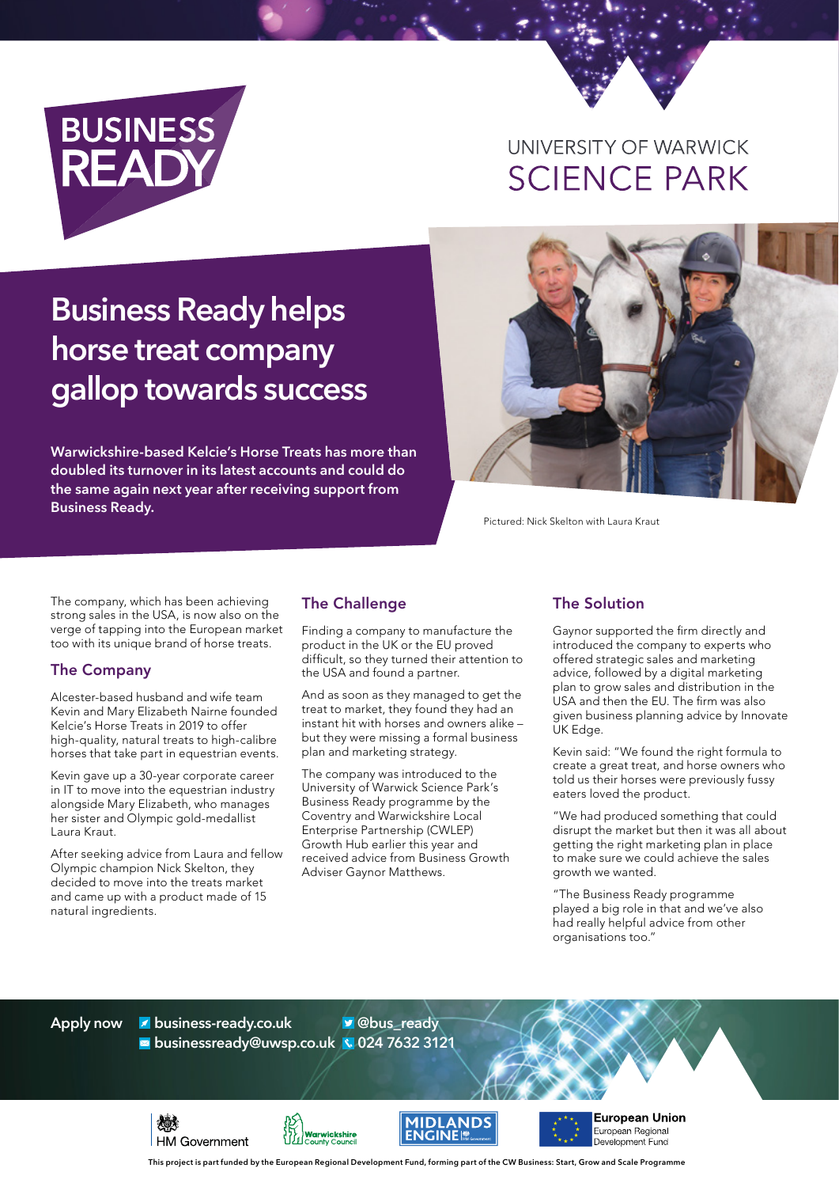BUSINESS READY

UNIVERSITY OF WARWICK
SCIENCE PARK

# Business Ready helps horse treat company gallop towards success

**Warwickshire-based Kelcie's Horse Treats has more than doubled its turnover in its latest accounts and could do the same again next year after receiving support from Business Ready.**

Pictured: Nick Skelton with Laura Kraut

The company, which has been achieving strong sales in the USA, is now also on the verge of tapping into the European market too with its unique brand of horse treats.

## The Company

Alcester-based husband and wife team Kevin and Mary Elizabeth Nairne founded Kelcie's Horse Treats in 2019 to offer high-quality, natural treats to high-calibre horses that take part in equestrian events.

Kevin gave up a 30-year corporate career in IT to move into the equestrian industry alongside Mary Elizabeth, who manages her sister and Olympic gold-medallist Laura Kraut.

After seeking advice from Laura and fellow Olympic champion Nick Skelton, they decided to move into the treats market and came up with a product made of 15 natural ingredients.

## The Challenge

Finding a company to manufacture the product in the UK or the EU proved difficult, so they turned their attention to the USA and found a partner.

And as soon as they managed to get the treat to market, they found they had an instant hit with horses and owners alike – but they were missing a formal business plan and marketing strategy.

The company was introduced to the University of Warwick Science Park's Business Ready programme by the Coventry and Warwickshire Local Enterprise Partnership (CWLEP) Growth Hub earlier this year and received advice from Business Growth Adviser Gaynor Matthews.

## The Solution

Gaynor supported the firm directly and introduced the company to experts who offered strategic sales and marketing advice, followed by a digital marketing plan to grow sales and distribution in the USA and then the EU. The firm was also given business planning advice by Innovate UK Edge.

Kevin said: "We found the right formula to create a great treat, and horse owners who told us their horses were previously fussy eaters loved the product.

"We had produced something that could disrupt the market but then it was all about getting the right marketing plan in place to make sure we could achieve the sales growth we wanted.

"The Business Ready programme played a big role in that and we've also had really helpful advice from other organisations too."

**Apply now** business-ready.co.uk | @bus_ready | businessready@uwsp.co.uk | 024 7632 3121

HM Government | Warwickshire County Council | Midlands Engine | European Union European Regional Development Fund

**This project is part funded by the European Regional Development Fund, forming part of the CW Business: Start, Grow and Scale Programme**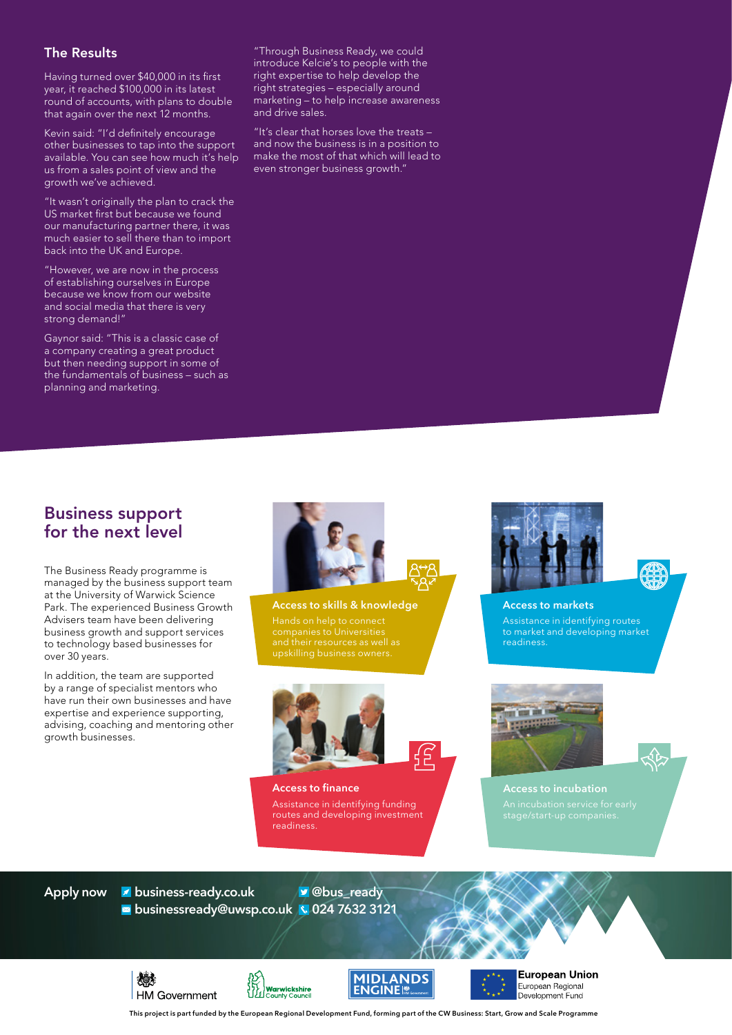## The Results

Having turned over $40,000 in its first year, it reached $100,000 in its latest round of accounts, with plans to double that again over the next 12 months.

Kevin said: "I'd definitely encourage other businesses to tap into the support available. You can see how much it's help us from a sales point of view and the growth we've achieved.

"It wasn't originally the plan to crack the US market first but because we found our manufacturing partner there, it was much easier to sell there than to import back into the UK and Europe.

"However, we are now in the process of establishing ourselves in Europe because we know from our website and social media that there is very strong demand!"

Gaynor said: "This is a classic case of a company creating a great product but then needing support in some of the fundamentals of business – such as planning and marketing.

"Through Business Ready, we could introduce Kelcie's to people with the right expertise to help develop the right strategies – especially around marketing – to help increase awareness and drive sales.

"It's clear that horses love the treats – and now the business is in a position to make the most of that which will lead to even stronger business growth."

## Business support for the next level

The Business Ready programme is managed by the business support team at the University of Warwick Science Park. The experienced Business Growth Advisers team have been delivering business growth and support services to technology based businesses for over 30 years.

In addition, the team are supported by a range of specialist mentors who have run their own businesses and have expertise and experience supporting, advising, coaching and mentoring other growth businesses.

### Access to skills & knowledge

Hands on help to connect companies to Universities and their resources as well as upskilling business owners.

### Access to markets

Assistance in identifying routes to market and developing market readiness.

### Access to finance

Assistance in identifying funding routes and developing investment readiness.

### Access to incubation

An incubation service for early stage/start-up companies.

**Apply now**

business-ready.co.uk
businessready@uwsp.co.uk
@bus_ready
024 7632 3121

HM Government | Warwickshire County Council | Midlands Engine | European Union European Regional Development Fund

**This project is part funded by the European Regional Development Fund, forming part of the CW Business: Start, Grow and Scale Programme**